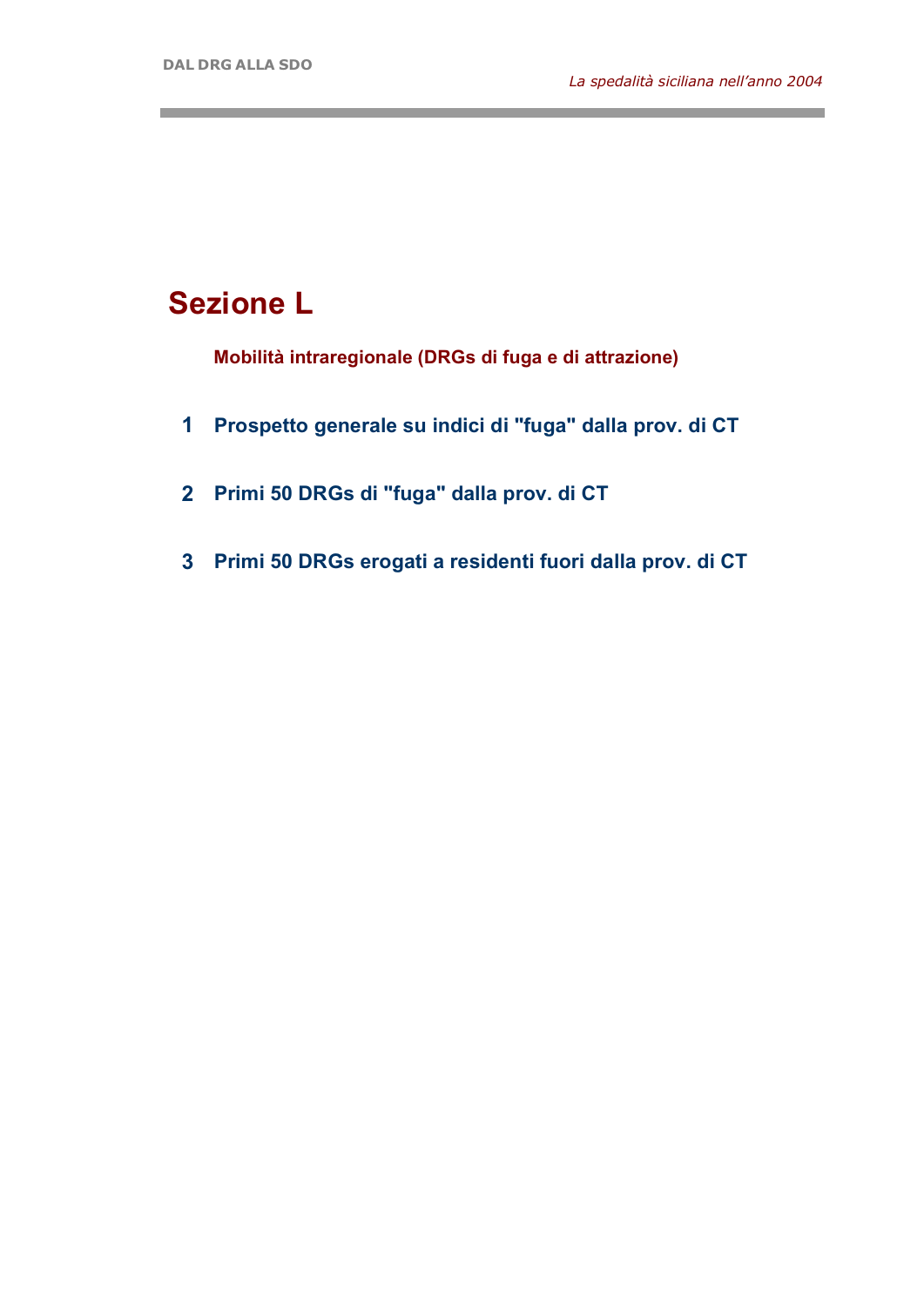# Sezione L

**Mobilità intraregionale (DRGs di fuga e di attrazione)**

1. **Prospetto generale su indici di "fuga" dalla prov. di CT**
2. **Primi 50 DRGs di "fuga" dalla prov. di CT**
3. **Primi 50 DRGs erogati a residenti fuori dalla prov. di CT**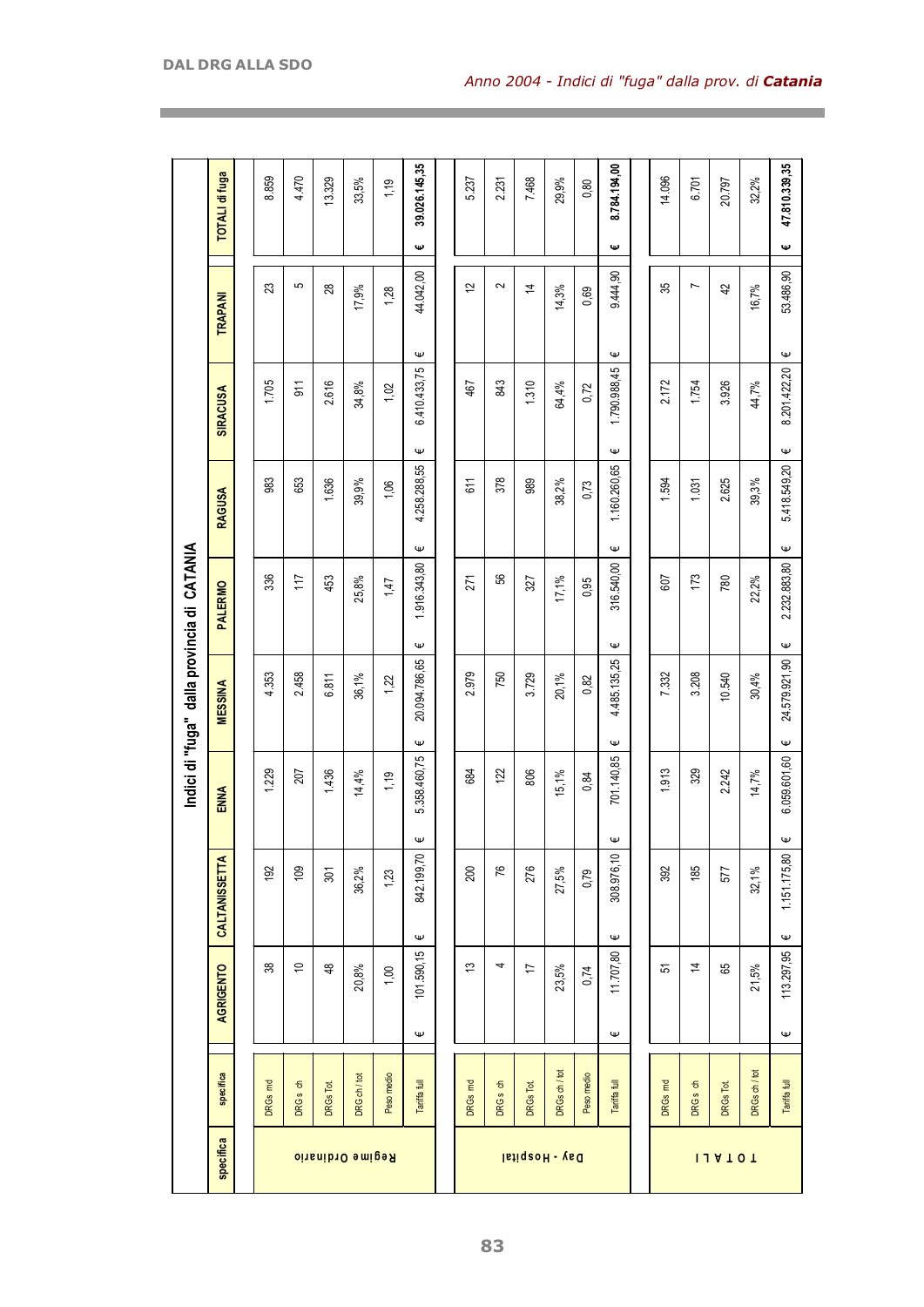*Anno 2004 - Indici di "fuga" dalla prov. di **Catania***

## Indici di "fuga" dalla provincia di CATANIA

| specifica | specifica | AGRIGENTO | CALTANISSETTA | ENNA | MESSINA | PALERMO | RAGUSA | SIRACUSA | TRAPANI | TOTALI di fuga |
|---|---|---|---|---|---|---|---|---|---|---|
| Regime Ordinario | DRGs md | 38 | 192 | 1.229 | 4.353 | 336 | 983 | 1.705 | 23 | 8.859 |
| | DRGs ch | 10 | 109 | 207 | 2.458 | 117 | 653 | 911 | 5 | 4.470 |
| | DRGs Tot. | 48 | 301 | 1.436 | 6.811 | 453 | 1.636 | 2.616 | 28 | 13.329 |
| | DRG ch / tot | 20,8% | 36,2% | 14,4% | 36,1% | 25,8% | 39,9% | 34,8% | 17,9% | 33,5% |
| | Peso medio | 1,00 | 1,23 | 1,19 | 1,22 | 1,47 | 1,06 | 1,02 | 1,28 | 1,19 |
| | Tariffa full | € 101.590,15 | € 842.199,70 | € 5.358.460,75 | € 20.094.786,65 | € 1.916.343,80 | € 4.258.288,55 | € 6.410.433,75 | € 44.042,00 | € 39.026.145,35 |
| Day - Hospital | DRGs md | 13 | 200 | 684 | 2.979 | 271 | 611 | 467 | 12 | 5.237 |
| | DRGs ch | 4 | 76 | 122 | 750 | 56 | 378 | 843 | 2 | 2.231 |
| | DRGs Tot. | 17 | 276 | 806 | 3.729 | 327 | 989 | 1.310 | 14 | 7.468 |
| | DRGs ch / tot | 23,5% | 27,5% | 15,1% | 20,1% | 17,1% | 38,2% | 64,4% | 14,3% | 29,9% |
| | Peso medio | 0,74 | 0,79 | 0,84 | 0,82 | 0,95 | 0,73 | 0,72 | 0,69 | 0,80 |
| | Tariffa full | € 11.707,80 | € 308.976,10 | € 701.140,85 | € 4.485.135,25 | € 316.540,00 | € 1.160.260,65 | € 1.790.988,45 | € 9.444,90 | € 8.784.194,00 |
| TOTALI | DRGs md | 51 | 392 | 1.913 | 7.332 | 607 | 1.594 | 2.172 | 35 | 14.096 |
| | DRGs ch | 14 | 185 | 329 | 3.208 | 173 | 1.031 | 1.754 | 7 | 6.701 |
| | DRGs Tot. | 65 | 577 | 2.242 | 10.540 | 780 | 2.625 | 3.926 | 42 | 20.797 |
| | DRGs ch / tot | 21,5% | 32,1% | 14,7% | 30,4% | 22,2% | 39,3% | 44,7% | 16,7% | 32,2% |
| | Tariffa full | € 113.297,95 | € 1.151.175,80 | € 6.059.601,60 | € 24.579.921,90 | € 2.232.883,80 | € 5.418.549,20 | € 8.201.422,20 | € 53.486,90 | € 47.810.339,35 |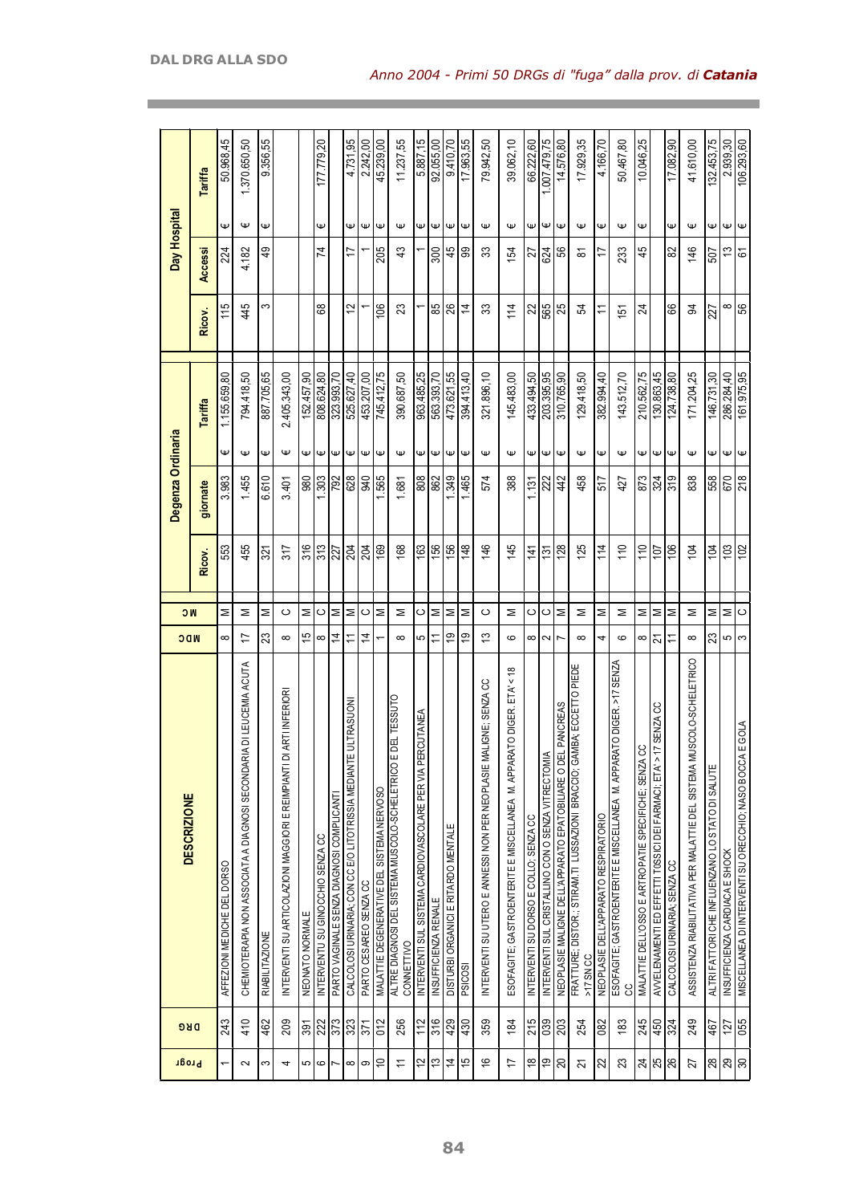## Anno 2004 - Primi 50 DRGs di "fuga" dalla prov. di *Catania*

| Progr | DRG | DESCRIZIONE | MDC | MC | Degenza Ordinaria | | | Day Hospital | | |
|---|---|---|---|---|---|---|---|---|---|---|
| | | | | | Ricov. | giornate | Tariffa | Ricov. | Accessi | Tariffa |
| 1 | 243 | AFFEZIONI MEDICHE DEL DORSO | 8 | M | 553 | 3.983 | € 1.155.659,80 | 115 | 224 | € 50.968,45 |
| 2 | 410 | CHEMIOTERAPIA NON ASSOCIATA A DIAGNOSI SECONDARIA DI LEUCEMIA ACUTA | 17 | M | 455 | 1.455 | € 794.418,50 | 445 | 4.182 | € 1.370.650,50 |
| 3 | 462 | RIABILITAZIONE | 23 | M | 321 | 6.610 | € 887.705,65 | 3 | 49 | € 9.356,55 |
| 4 | 209 | INTERVENTI SU ARTICOLAZIONI MAGGIORI E REIMPIANTI DI ARTI INFERIORI | 8 | C | 317 | 3.401 | € 2.405.343,00 | | | |
| 5 | 391 | NEONATO NORMALE | 15 | M | 316 | 980 | € 152.457,90 | | | |
| 6 | 222 | INTERVENTU SU GINOCCHIO SENZA CC | 8 | C | 313 | 1.303 | € 808.624,80 | 68 | 74 | € 177.779,20 |
| 7 | 373 | PARTO VAGINALE SENZA DIAGNOSI COMPLICANTI | 14 | M | 227 | 792 | € 323.993,70 | | | |
| 8 | 323 | CALCOLOSI URINARIA; CON CC E/O LITOTRISSIA MEDIANTE ULTRASUONI | 11 | M | 204 | 628 | € 525.627,40 | 12 | 17 | € 4.731,95 |
| 9 | 371 | PARTO CESAREO SENZA CC | 14 | C | 204 | 940 | € 453.207,00 | 1 | 1 | € 2.242,00 |
| 10 | 012 | MALATTIE DEGENERATIVE DEL SISTEMA NERVOSO | 1 | M | 169 | 1.565 | € 745.412,75 | 106 | 205 | € 45.239,00 |
| 11 | 256 | ALTRE DIAGNOSI DEL SISTEMA MUSCOLO-SCHELETRICO E DEL TESSUTO CONNETTIVO | 8 | M | 168 | 1.681 | € 390.687,50 | 23 | 43 | € 11.237,55 |
| 12 | 112 | INTERVENTI SUL SISTEMA CARDIOVASCOLARE PER VIA PERCUTANEA | 5 | C | 163 | 808 | € 963.485,25 | 1 | 1 | € 5.887,15 |
| 13 | 316 | INSUFFICIENZA RENALE | 11 | M | 156 | 862 | € 563.393,70 | 85 | 300 | € 92.055,00 |
| 14 | 429 | DISTURBI ORGANICI E RITARDO MENTALE | 19 | M | 156 | 1.349 | € 473.621,55 | 26 | 45 | € 9.410,70 |
| 15 | 430 | PSICOSI | 19 | M | 148 | 1.465 | € 394.413,40 | 14 | 99 | € 17.963,55 |
| 16 | 359 | INTERVENTI SU UTERO E ANNESSI NON PER NEOPLASIE MALIGNE; SENZA CC | 13 | C | 146 | 574 | € 321.896,10 | 33 | 33 | € 79.942,50 |
| 17 | 184 | ESOFAGITE; GASTROENTERITE E MISCELLANEA M. APPARATO DIGER. ETA' < 18 | 6 | M | 145 | 388 | € 145.483,00 | 114 | 154 | € 39.062,10 |
| 18 | 215 | INTERVENTI SU DORSO E COLLO; SENZA CC | 8 | C | 141 | 1.131 | € 433.494,50 | 22 | 27 | € 66.222,60 |
| 19 | 039 | INTERVENTI SUL CRISTALLINO CON O SENZA VITRECTOMIA | 2 | C | 131 | 222 | € 203.395,95 | 565 | 624 | € 1.007.479,75 |
| 20 | 203 | NEOPLASIE MALIGNE DELL'APPARATO EPATOBILIARE O DEL PANCREAS | 7 | M | 128 | 442 | € 310.765,90 | 25 | 56 | € 14.576,80 |
| 21 | 254 | FRATTURE; DISTOR.; STIRAM.TI LUSSAZIONI BRACCIO; GAMBA; ECCETTO PIEDE >17 SN CC | 8 | M | 125 | 458 | € 129.418,50 | 54 | 81 | € 17.929,35 |
| 22 | 082 | NEOPLASIE DELL'APPARATO RESPIRATORIO | 4 | M | 114 | 517 | € 382.994,40 | 11 | 17 | € 4.166,70 |
| 23 | 183 | ESOFAGITE; GASTROENTERITE E MISCELLANEA M. APPARATO DIGER. >17 SENZA CC | 6 | M | 110 | 427 | € 143.512,70 | 151 | 233 | € 50.467,80 |
| 24 | 245 | MALATTIE DELL'OSSO E ARTROPATIE SPECIFICHE; SENZA CC | 8 | M | 110 | 873 | € 210.562,75 | 24 | 45 | € 10.046,25 |
| 25 | 450 | AVVELENAMENTI ED EFFETTI TOSSICI DEI FARMACI; ETA' > 17 SENZA CC | 21 | M | 107 | 324 | € 130.863,45 | | | |
| 26 | 324 | CALCOLOSI URINARIA; SENZA CC | 11 | M | 106 | 319 | € 124.738,80 | 66 | 82 | € 17.082,90 |
| 27 | 249 | ASSISTENZA RIABILITATIVA PER MALATTIE DEL SISTEMA MUSCOLO-SCHELETRICO | 8 | M | 104 | 838 | € 171.204,25 | 94 | 146 | € 41.610,00 |
| 28 | 467 | ALTRI FATTORI CHE INFLUENZANO LO STATO DI SALUTE | 23 | M | 104 | 558 | € 146.731,30 | 227 | 507 | € 132.453,75 |
| 29 | 127 | INSUFFICIENZA CARDIACA E SHOCK | 5 | M | 103 | 670 | € 286.284,40 | 8 | 13 | € 2.939,30 |
| 30 | 055 | MISCELLANEA DI INTERVENTI SU ORECCHIO; NASO BOCCA E GOLA | 3 | C | 102 | 218 | € 161.975,95 | 56 | 61 | € 106.293,60 |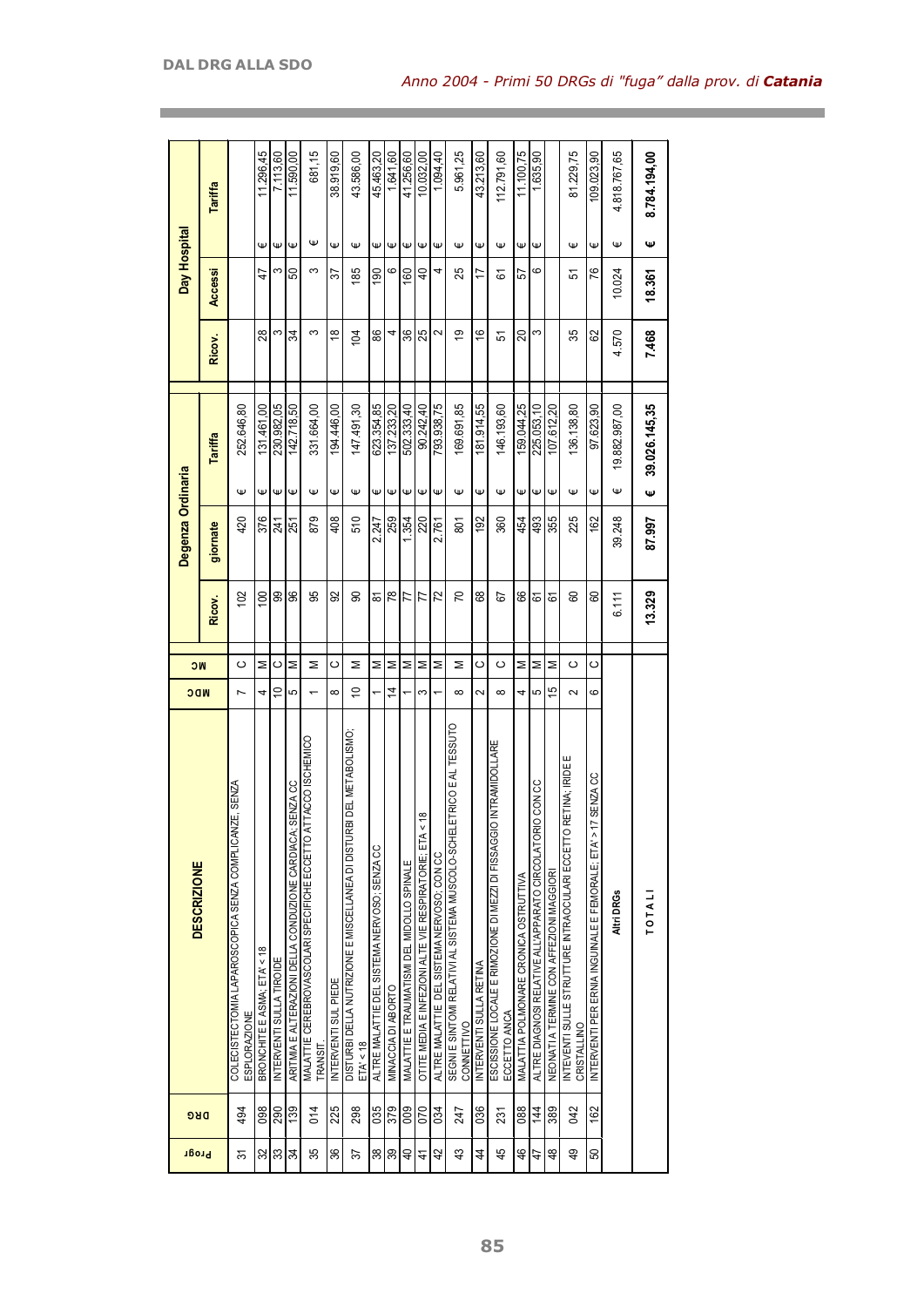*Anno 2004 - Primi 50 DRGs di "fuga" dalla prov. di **Catania***

| Progr. | DRG | DESCRIZIONE | MDC | MC | Degenza Ordinaria | | | Day Hospital | | |
|---|---|---|---|---|---|---|---|---|---|---|
| | | | | | Ricov. | giornate | Tariffa | Ricov. | Accessi | Tariffa |
| 31 | 494 | COLECISTECTOMIA LAPAROSCOPICA SENZA COMPLICANZE, SENZA ESPLORAZIONE | 7 | C | 102 | 420 | € 252.646,80 | | | |
| 32 | 098 | BRONCHITE E ASMA, ETA' < 18 | 4 | M | 100 | 376 | € 131.461,00 | 28 | 47 | € 11.296,45 |
| 33 | 290 | INTERVENTI SULLA TIROIDE | 10 | C | 99 | 241 | € 230.982,05 | 3 | 3 | € 7.113,60 |
| 34 | 139 | ARITMIA E ALTERAZIONI DELLA CONDUZIONE CARDIACA, SENZA CC | 5 | M | 96 | 251 | € 142.718,50 | 34 | 50 | € 11.590,00 |
| 35 | 014 | MALATTIE CEREBROVASCOLARI SPECIFICHE ECCETTO ATTACCO ISCHEMICO TRANSIT. | 1 | M | 95 | 879 | € 331.664,00 | 3 | 3 | € 681,15 |
| 36 | 225 | INTERVENTI SUL PIEDE | 8 | C | 92 | 408 | € 194.446,00 | 18 | 37 | € 38.919,60 |
| 37 | 298 | DISTURBI DELLA NUTRIZIONE E MISCELLANEA DI DISTURBI DEL METABOLISMO, ETA' < 18 | 10 | M | 90 | 510 | € 147.491,30 | 104 | 185 | € 43.586,00 |
| 38 | 035 | ALTRE MALATTIE DEL SISTEMA NERVOSO, SENZA CC | 1 | M | 81 | 2.247 | € 623.354,85 | 86 | 190 | € 45.463,20 |
| 39 | 379 | MINACCIA DI ABORTO | 14 | M | 78 | 259 | € 137.233,20 | 4 | 6 | € 1.641,60 |
| 40 | 009 | MALATTIE E TRAUMATISMI DEL MIDOLLO SPINALE | 1 | M | 77 | 1.354 | € 502.333,40 | 36 | 160 | € 41.256,60 |
| 41 | 070 | OTITE MEDIA E INFEZIONI ALTE VIE RESPIRATORIE, ETA < 18 | 3 | M | 77 | 220 | € 90.242,40 | 25 | 40 | € 10.032,00 |
| 42 | 034 | ALTRE MALATTIE DEL SISTEMA NERVOSO, CON CC | 1 | M | 72 | 2.761 | € 793.938,75 | 2 | 4 | € 1.094,40 |
| 43 | 247 | SEGNI E SINTOMI RELATIVI AL SISTEMA MUSCOLO-SCHELETRICO E AL TESSUTO CONNETTIVO | 8 | M | 70 | 801 | € 169.691,85 | 19 | 25 | € 5.961,25 |
| 44 | 036 | INTERVENTI SULLA RETINA | 2 | C | 68 | 192 | € 181.914,55 | 16 | 17 | € 43.213,60 |
| 45 | 231 | ESCISSIONE LOCALE E RIMOZIONE DI MEZZI DI FISSAGGIO INTRAMIDOLLARE ECCETTO ANCA | 8 | C | 67 | 360 | € 146.193,60 | 51 | 61 | € 112.791,60 |
| 46 | 088 | MALATTIA POLMONARE CRONICA OSTRUTTIVA | 4 | M | 66 | 454 | € 159.044,25 | 20 | 57 | € 11.100,75 |
| 47 | 144 | ALTRE DIAGNOSI RELATIVE ALL'APPARATO CIRCOLATORIO CON CC | 5 | M | 61 | 493 | € 225.053,10 | 3 | 6 | € 1.635,90 |
| 48 | 389 | NEONATI A TERMINE CON AFFEZIONI MAGGIORI | 15 | M | 61 | 355 | € 107.612,20 | | | |
| 49 | 042 | INTEVENTI SULLE STRUTTURE INTRAOCULARI ECCETTO RETINA, IRIDE E CRISTALLINO | 2 | C | 60 | 225 | € 136.138,80 | 35 | 51 | € 81.229,75 |
| 50 | 162 | INTERVENTI PER ERNIA INGUINALE E FEMORALE, ETA' > 17 SENZA CC | 6 | C | 60 | 162 | € 97.623,90 | 62 | 76 | € 109.023,90 |
| | | **Altri DRGs** | | | 6.111 | 39.248 | € 19.882.987,00 | 4.570 | 10.024 | € 4.818.767,65 |
| | | **T O T A L I** | | | **13.329** | **87.997** | **€ 39.026.145,35** | **7.468** | **18.361** | **€ 8.784.194,00** |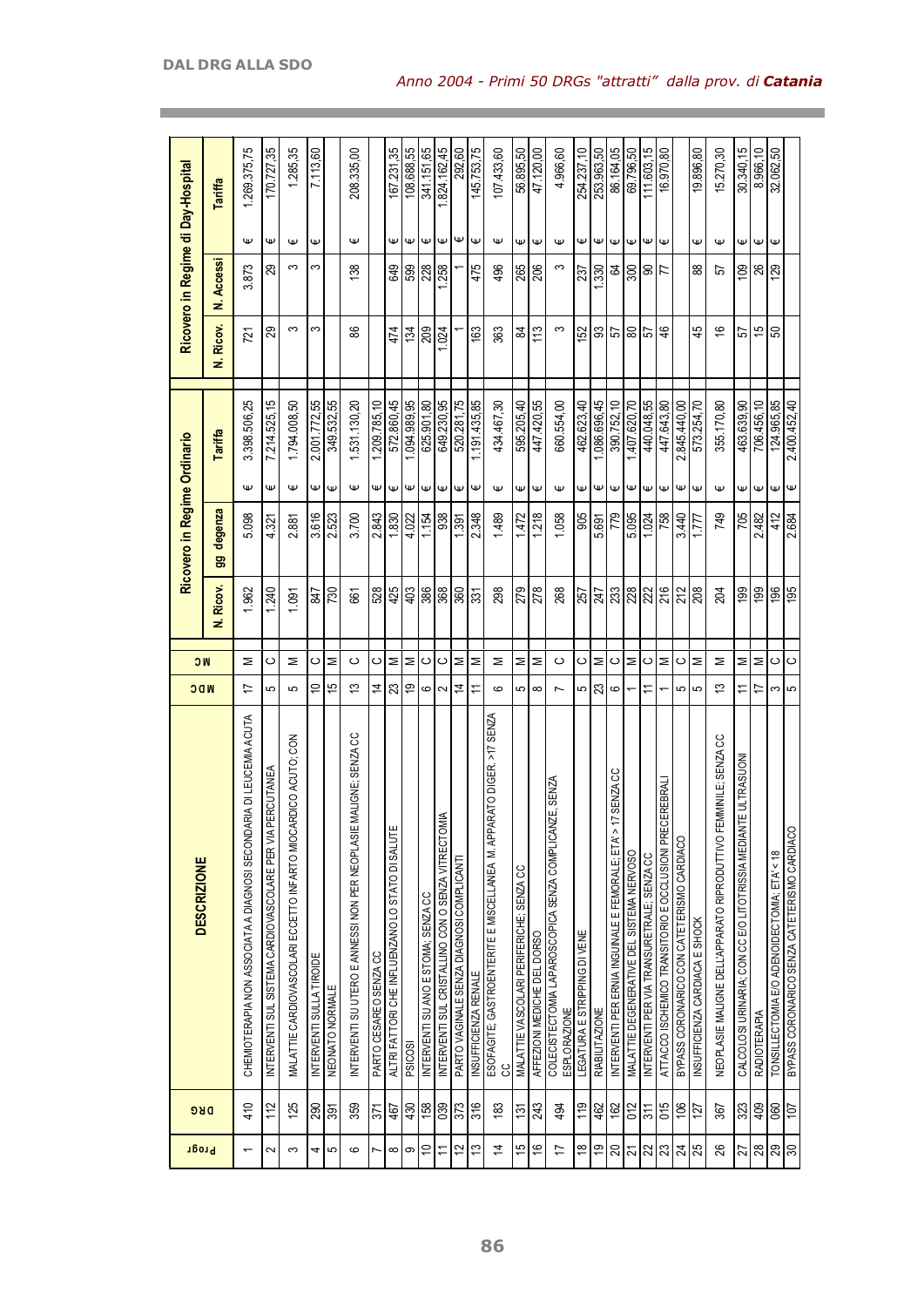*Anno 2004 - Primi 50 DRGs "attratti" dalla prov. di* ***Catania***

| Progr | DRG | DESCRIZIONE | MDC | MC | Ricovero in Regime Ordinario | | | Ricovero in Regime di Day-Hospital | | |
|---|---|---|---|---|---|---|---|---|---|---|
| | | | | | N. Ricov. | gg degenza | Tariffa | N. Ricov. | N. Accessi | Tariffa |
| 1 | 410 | CHEMIOTERAPIA NON ASSOCIATA A DIAGNOSI SECONDARIA DI LEUCEMIA ACUTA | 17 | M | 1.962 | 5.098 | € 3.398.506,25 | 721 | 3.873 | € 1.269.375,75 |
| 2 | 112 | INTERVENTI SUL SISTEMA CARDIOVASCOLARE PER VIA PERCUTANEA | 5 | C | 1.240 | 4.321 | € 7.214.525,15 | 29 | 29 | € 170.727,35 |
| 3 | 125 | MALATTIE CARDIOVASCOLARI ECCETTO INFARTO MIOCARDICO ACUTO; CON | 5 | M | 1.091 | 2.881 | € 1.794.008,50 | 3 | 3 | € 1.285,35 |
| 4 | 290 | INTERVENTI SULLA TIROIDE | 10 | C | 847 | 3.616 | € 2.001.772,55 | 3 | 3 | € 7.113,60 |
| 5 | 391 | NEONATO NORMALE | 15 | M | 730 | 2.523 | € 349.532,55 | | | |
| 6 | 359 | INTERVENTI SU UTERO E ANNESSI NON PER NEOPLASIE MALIGNE; SENZA CC | 13 | C | 661 | 3.700 | € 1.531.130,20 | 86 | 138 | € 208.335,00 |
| 7 | 371 | PARTO CESAREO SENZA CC | 14 | C | 528 | 2.843 | € 1.209.785,10 | | | |
| 8 | 467 | ALTRI FATTORI CHE INFLUENZANO LO STATO DI SALUTE | 23 | M | 425 | 1.830 | € 572.860,45 | 474 | 649 | € 167.231,35 |
| 9 | 430 | PSICOSI | 19 | M | 403 | 4.022 | € 1.094.989,95 | 134 | 599 | € 108.688,55 |
| 10 | 158 | INTERVENTI SU ANO E STOMA; SENZA CC | 6 | C | 386 | 1.154 | € 625.901,80 | 209 | 228 | € 341.151,65 |
| 11 | 039 | INTERVENTI SUL CRISTALLINO CON O SENZA VITRECTOMIA | 2 | C | 368 | 938 | € 649.230,95 | 1.024 | 1.258 | € 1.824.162,45 |
| 12 | 373 | PARTO VAGINALE SENZA DIAGNOSI COMPLICANTI | 14 | M | 360 | 1.391 | € 520.281,75 | 1 | 1 | € 292,60 |
| 13 | 316 | INSUFFICIENZA RENALE | 11 | M | 331 | 2.348 | € 1.191.435,85 | 163 | 475 | € 145.753,75 |
| 14 | 183 | ESOFAGITE, GASTROENTERITE E MISCELLANEA M. APPARATO DIGER. >17 SENZA CC | 6 | M | 298 | 1.489 | € 434.467,30 | 363 | 496 | € 107.433,60 |
| 15 | 131 | MALATTIE VASCOLARI PERIFERICHE; SENZA CC | 5 | M | 279 | 1.472 | € 595.205,40 | 84 | 265 | € 56.895,50 |
| 16 | 243 | AFFEZIONI MEDICHE DEL DORSO | 8 | M | 278 | 1.218 | € 447.420,55 | 113 | 206 | € 47.120,00 |
| 17 | 494 | COLECISTECTOMIA LAPAROSCOPICA SENZA COMPLICANZE, SENZA ESPLORAZIONE | 7 | C | 268 | 1.058 | € 660.554,00 | 3 | 3 | € 4.966,60 |
| 18 | 119 | LEGATURA E STRIPPING DI VENE | 5 | C | 257 | 905 | € 462.623,40 | 152 | 237 | € 254.237,10 |
| 19 | 462 | RIABILITAZIONE | 23 | M | 247 | 5.691 | € 1.086.696,45 | 93 | 1.330 | € 253.963,50 |
| 20 | 162 | INTERVENTI PER ERNIA INGUINALE E FEMORALE; ETA' > 17 SENZA CC | 6 | C | 233 | 779 | € 390.752,10 | 57 | 64 | € 86.164,05 |
| 21 | 012 | MALATTIE DEGENERATIVE DEL SISTEMA NERVOSO | 1 | M | 228 | 5.095 | € 1.407.620,70 | 80 | 300 | € 69.796,50 |
| 22 | 311 | INTERVENTI PER VIA TRANSURETRALE; SENZA CC | 11 | C | 222 | 1.024 | € 440.048,55 | 57 | 90 | € 111.603,15 |
| 23 | 015 | ATTACCO ISCHEMICO TRANSITORIO E OCCLUSIONI PRECEREBRALI | 1 | M | 216 | 758 | € 447.643,80 | 46 | 77 | € 16.970,80 |
| 24 | 106 | BYPASS CORONARICO CON CATETERISMO CARDIACO | 5 | C | 212 | 3.440 | € 2.845.440,00 | | | |
| 25 | 127 | INSUFFICIENZA CARDIACA E SHOCK | 5 | M | 208 | 1.777 | € 573.254,70 | 45 | 88 | € 19.896,80 |
| 26 | 367 | NEOPLASIE MALIGNE DELL'APPARATO RIPRODUTTIVO FEMMINILE; SENZA CC | 13 | M | 204 | 749 | € 355.170,80 | 16 | 57 | € 15.270,30 |
| 27 | 323 | CALCOLOSI URINARIA; CON CC E/O LITOTRISSIA MEDIANTE ULTRASUONI | 11 | M | 199 | 705 | € 463.639,90 | 57 | 109 | € 30.340,15 |
| 28 | 409 | RADIOTERAPIA | 17 | M | 199 | 2.482 | € 706.456,10 | 15 | 26 | € 8.966,10 |
| 29 | 060 | TONSILLECTOMIA E/O ADENOIDECTOMIA; ETA' < 18 | 3 | C | 196 | 412 | € 124.965,85 | 50 | 129 | € 32.062,50 |
| 30 | 107 | BYPASS CORONARICO SENZA CATETERISMO CARDIACO | 5 | C | 195 | 2.684 | € 2.400.452,40 | | | |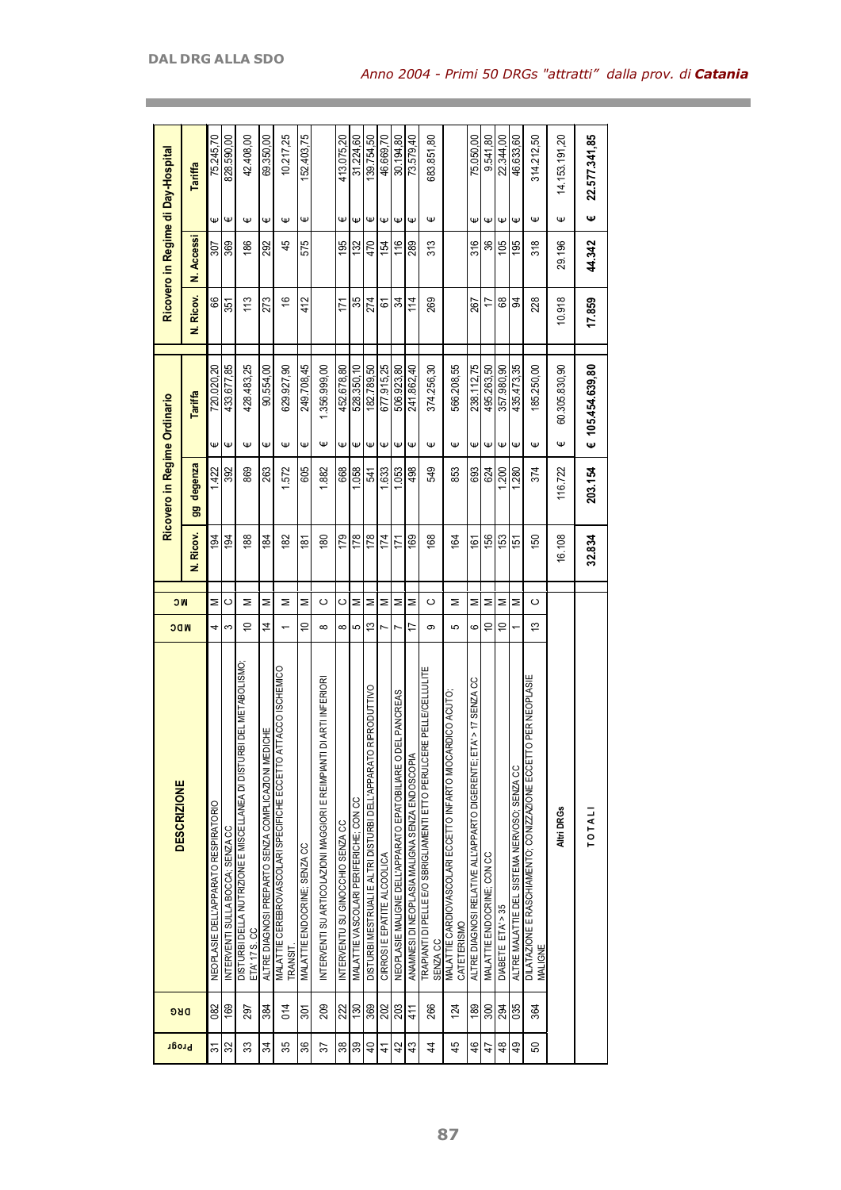*Anno 2004 - Primi 50 DRGs "attratti" dalla prov. di **Catania***

| Progr | DRG | DESCRIZIONE | MDC | MC | Ricovero in Regime Ordinario | | | Ricovero in Regime di Day-Hospital | | |
|---|---|---|---|---|---|---|---|---|---|---|
| | | | | | N. Ricov. | gg degenza | Tariffa | N. Ricov. | N. Accessi | Tariffa |
| 31 | 082 | NEOPLASIE DELL'APPARATO RESPIRATORIO | 4 | M | 194 | 1.422 | € 720.020,20 | 66 | 307 | € 75.245,70 |
| 32 | 169 | INTERVENTI SULLA BOCCA; SENZA CC | 3 | C | 194 | 392 | € 433.677,85 | 351 | 369 | € 828.590,00 |
| 33 | 297 | DISTURBI DELLA NUTRIZIONE E MISCELLANEA DI DISTURBI DEL METABOLISMO; ETA' 17 S. CC | 10 | M | 188 | 869 | € 428.483,25 | 113 | 186 | € 42.408,00 |
| 34 | 384 | ALTRE DIAGNOSI PREPARTO SENZA COMPLICAZIONI MEDICHE | 14 | M | 184 | 263 | € 90.554,00 | 273 | 292 | € 69.350,00 |
| 35 | 014 | MALATTIE CEREBROVASCOLARI SPECIFICHE ECCETTO ATTACCO ISCHEMICO TRANSIT. | 1 | M | 182 | 1.572 | € 629.927,90 | 16 | 45 | € 10.217,25 |
| 36 | 301 | MALATTIE ENDOCRINE; SENZA CC | 10 | M | 181 | 605 | € 249.708,45 | 412 | 575 | € 152.403,75 |
| 37 | 209 | INTERVENTI SU ARTICOLAZIONI MAGGIORI E REIMPIANTI DI ARTI INFERIORI | 8 | C | 180 | 1.882 | € 1.356.999,00 | | | |
| 38 | 222 | INTERVENTU SU GINOCCHIO SENZA CC | 8 | C | 179 | 668 | € 452.678,80 | 171 | 195 | € 413.075,20 |
| 39 | 130 | MALATTIE VASCOLARI PERIFERICHE; CON CC | 5 | M | 178 | 1.058 | € 528.350,10 | 35 | 132 | € 31.224,60 |
| 40 | 369 | DISTURBI MESTRUALI E ALTRI DISTURBI DELL'APPARATO RIPRODUTTIVO | 13 | M | 178 | 541 | € 182.789,50 | 274 | 470 | € 139.754,50 |
| 41 | 202 | CIRROSI E EPATITE ALCOOLICA | 7 | M | 174 | 1.633 | € 677.915,25 | 61 | 154 | € 46.669,70 |
| 42 | 203 | NEOPLASIE MALIGNE DELL'APPARATO EPATOBILIARE O DEL PANCREAS | 7 | M | 171 | 1.053 | € 506.923,80 | 34 | 116 | € 30.194,80 |
| 43 | 411 | ANAMNESI DI NEOPLASIA MALIGNA SENZA ENDOSCOPIA | 17 | M | 169 | 498 | € 241.862,40 | 114 | 289 | € 73.579,40 |
| 44 | 266 | TRAPIANTI DI PELLE E/O SBRIGLIAMENTI ETTO PER ULCERE PELLE/CELLULITE SENZA CC | 9 | C | 168 | 549 | € 374.256,30 | 269 | 313 | € 683.851,80 |
| 45 | 124 | MALATTIE CARDIOVASCOLARI ECCETTO INFARTO MIOCARDICO ACUTO; CATETERISMO | 5 | M | 164 | 853 | € 566.208,55 | | | |
| 46 | 189 | ALTRE DIAGNOSI RELATIVE ALL'APPARTO DIGERENTE; ETA' > 17 SENZA CC | 6 | M | 161 | 693 | € 238.112,75 | 267 | 316 | € 75.050,00 |
| 47 | 300 | MALATTIE ENDOCRINE; CON CC | 10 | M | 156 | 624 | € 495.263,50 | 17 | 36 | € 9.541,80 |
| 48 | 294 | DIABETE ETA' > 35 | 10 | M | 153 | 1.200 | € 357.980,90 | 68 | 105 | € 22.344,00 |
| 49 | 035 | ALTRE MALATTIE DEL SISTEMA NERVOSO; SENZA CC | 1 | M | 151 | 1.280 | € 435.473,35 | 94 | 195 | € 46.633,60 |
| 50 | 364 | DILATAZIONE E RASCHIAMENTO; CONIZZAZIONE ECCETTO PER NEOPLASIE MALIGNE | 13 | C | 150 | 374 | € 185.250,00 | 228 | 318 | € 314.212,50 |
| | | **Altri DRGs** | | | 16.108 | 116.722 | € 60.305.830,90 | 10.918 | 29.196 | € 14.153.191,20 |
| | | **T O T A L I** | | | **32.834** | **203.154** | **€ 105.454.639,80** | **17.859** | **44.342** | **€ 22.577.341,85** |